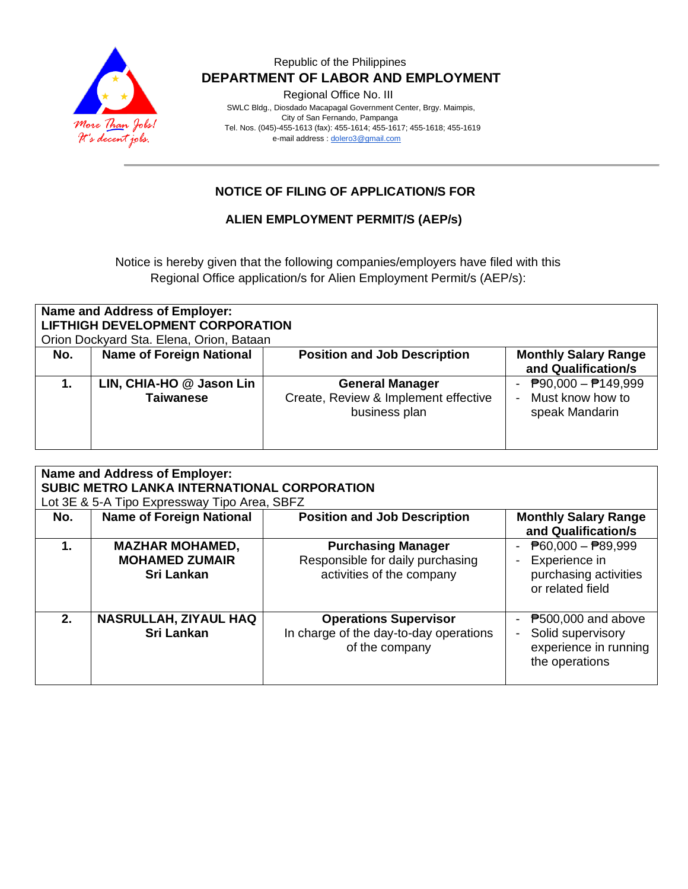Republic of the Philippines

**DEPARTMENT OF LABOR AND EMPLOYMENT**

Regional Office No. III

SWLC Bldg., Diosdado Macapagal Government Center, Brgy. Maimpis,
City of San Fernando, Pampanga
Tel. Nos. (045)-455-1613 (fax): 455-1614; 455-1617; 455-1618; 455-1619
e-mail address : dolero3@gmail.com

## NOTICE OF FILING OF APPLICATION/S FOR

## ALIEN EMPLOYMENT PERMIT/S (AEP/s)

Notice is hereby given that the following companies/employers have filed with this Regional Office application/s for Alien Employment Permit/s (AEP/s):

**Name and Address of Employer:**
**LIFTHIGH DEVELOPMENT CORPORATION**
Orion Dockyard Sta. Elena, Orion, Bataan

| No. | Name of Foreign National | Position and Job Description | Monthly Salary Range and Qualification/s |
|---|---|---|---|
| **1.** | **LIN, CHIA-HO @ Jason Lin** <br> **Taiwanese** | **General Manager** <br> Create, Review & Implement effective business plan | - ₱90,000 – ₱149,999 <br> - Must know how to speak Mandarin |

**Name and Address of Employer:**
**SUBIC METRO LANKA INTERNATIONAL CORPORATION**
Lot 3E & 5-A Tipo Expressway Tipo Area, SBFZ

| No. | Name of Foreign National | Position and Job Description | Monthly Salary Range and Qualification/s |
|---|---|---|---|
| **1.** | **MAZHAR MOHAMED, MOHAMED ZUMAIR** <br> **Sri Lankan** | **Purchasing Manager** <br> Responsible for daily purchasing activities of the company | - ₱60,000 – ₱89,999 <br> - Experience in purchasing activities or related field |
| **2.** | **NASRULLAH, ZIYAUL HAQ** <br> **Sri Lankan** | **Operations Supervisor** <br> In charge of the day-to-day operations of the company | - ₱500,000 and above <br> - Solid supervisory experience in running the operations |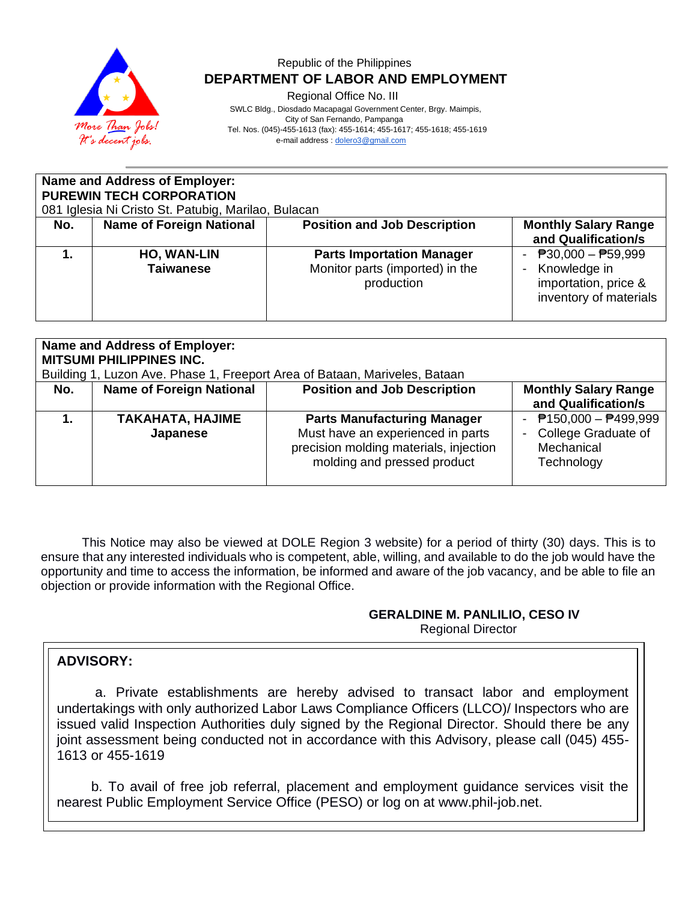Republic of the Philippines
**DEPARTMENT OF LABOR AND EMPLOYMENT**
Regional Office No. III
SWLC Bldg., Diosdado Macapagal Government Center, Brgy. Maimpis,
City of San Fernando, Pampanga
Tel. Nos. (045)-455-1613 (fax): 455-1614; 455-1617; 455-1618; 455-1619
e-mail address : dolero3@gmail.com

**Name and Address of Employer:**
**PUREWIN TECH CORPORATION**
081 Iglesia Ni Cristo St. Patubig, Marilao, Bulacan

| No. | Name of Foreign National | Position and Job Description | Monthly Salary Range and Qualification/s |
|---|---|---|---|
| **1.** | **HO, WAN-LIN**<br>**Taiwanese** | **Parts Importation Manager**<br>Monitor parts (imported) in the production | - ₱30,000 – ₱59,999<br>- Knowledge in importation, price & inventory of materials |

**Name and Address of Employer:**
**MITSUMI PHILIPPINES INC.**
Building 1, Luzon Ave. Phase 1, Freeport Area of Bataan, Mariveles, Bataan

| No. | Name of Foreign National | Position and Job Description | Monthly Salary Range and Qualification/s |
|---|---|---|---|
| **1.** | **TAKAHATA, HAJIME**<br>**Japanese** | **Parts Manufacturing Manager**<br>Must have an experienced in parts precision molding materials, injection molding and pressed product | - ₱150,000 – ₱499,999<br>- College Graduate of Mechanical Technology |

This Notice may also be viewed at DOLE Region 3 website) for a period of thirty (30) days. This is to ensure that any interested individuals who is competent, able, willing, and available to do the job would have the opportunity and time to access the information, be informed and aware of the job vacancy, and be able to file an objection or provide information with the Regional Office.

**GERALDINE M. PANLILIO, CESO IV**
Regional Director

**ADVISORY:**

a. Private establishments are hereby advised to transact labor and employment undertakings with only authorized Labor Laws Compliance Officers (LLCO)/ Inspectors who are issued valid Inspection Authorities duly signed by the Regional Director. Should there be any joint assessment being conducted not in accordance with this Advisory, please call (045) 455-1613 or 455-1619

b. To avail of free job referral, placement and employment guidance services visit the nearest Public Employment Service Office (PESO) or log on at www.phil-job.net.